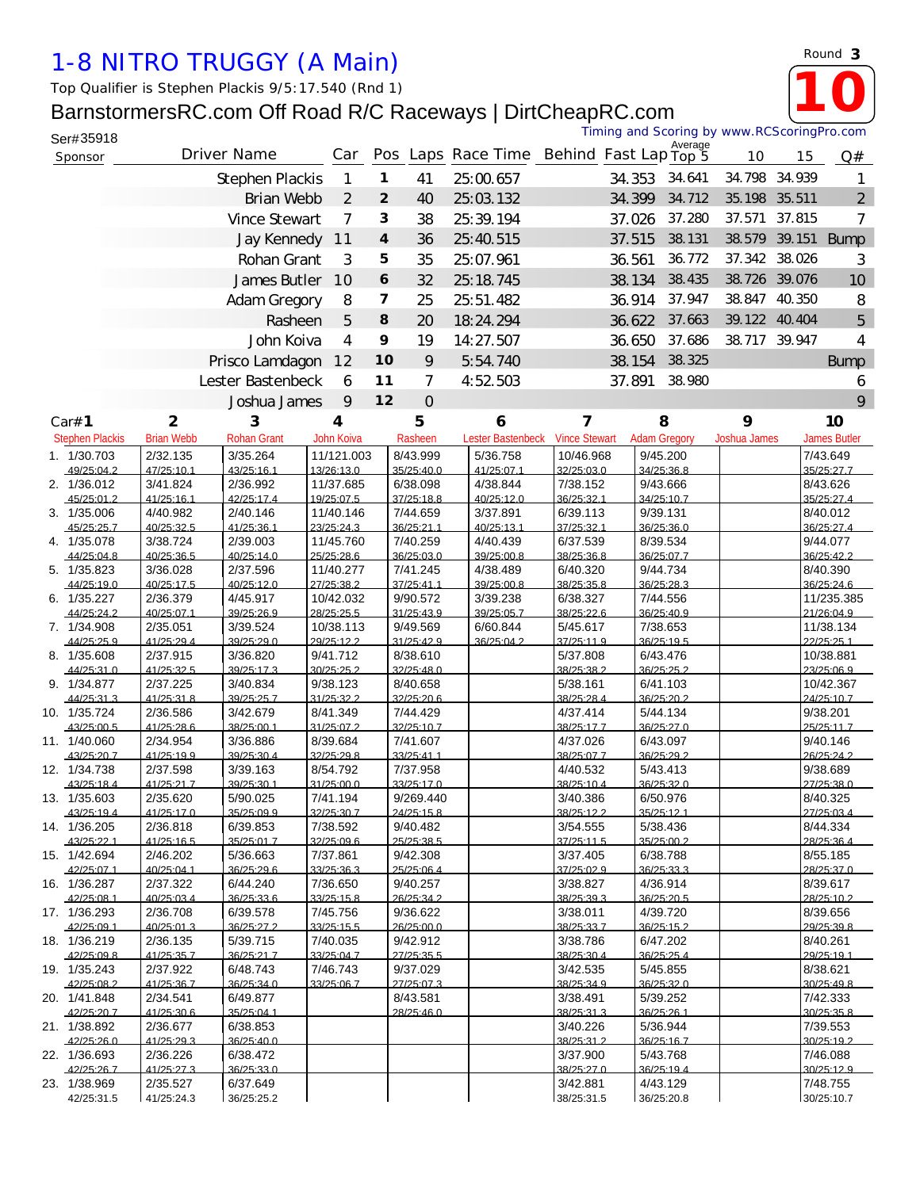# 1-8 NITRO TRUGGY (A Main)

Round 3

**10**

Top Qualifier is Stephen Plackis 9/5:17.540 (Rnd 1)

## BarnstormersRC.com Off Road R/C Raceways | DirtCheapRC.com

Ser#35918

Timing and Scoring by www.RCScoringPro.com

| Sponsor | Driver Name | Car | Pos | Laps | Race Time | Behind | Fast Lap | Average Top 5 | 10 | 15 | Q# |
|---|---|---|---|---|---|---|---|---|---|---|---|
| | Stephen Plackis | 1 | 1 | 41 | 25:00.657 | | 34.353 | 34.641 | 34.798 | 34.939 | 1 |
| | Brian Webb | 2 | 2 | 40 | 25:03.132 | | 34.399 | 34.712 | 35.198 | 35.511 | 2 |
| | Vince Stewart | 7 | 3 | 38 | 25:39.194 | | 37.026 | 37.280 | 37.571 | 37.815 | 7 |
| | Jay Kennedy | 11 | 4 | 36 | 25:40.515 | | 37.515 | 38.131 | 38.579 | 39.151 | Bump |
| | Rohan Grant | 3 | 5 | 35 | 25:07.961 | | 36.561 | 36.772 | 37.342 | 38.026 | 3 |
| | James Butler | 10 | 6 | 32 | 25:18.745 | | 38.134 | 38.435 | 38.726 | 39.076 | 10 |
| | Adam Gregory | 8 | 7 | 25 | 25:51.482 | | 36.914 | 37.947 | 38.847 | 40.350 | 8 |
| | Rasheen | 5 | 8 | 20 | 18:24.294 | | 36.622 | 37.663 | 39.122 | 40.404 | 5 |
| | John Koiva | 4 | 9 | 19 | 14:27.507 | | 36.650 | 37.686 | 38.717 | 39.947 | 4 |
| | Prisco Lamdagon | 12 | 10 | 9 | 5:54.740 | | 38.154 | 38.325 | | | Bump |
| | Lester Bastenbeck | 6 | 11 | 7 | 4:52.503 | | 37.891 | 38.980 | | | 6 |
| | Joshua James | 9 | 12 | 0 | | | | | | | 9 |

| Lap | Car# 1 Stephen Plackis | 2 Brian Webb | 3 Rohan Grant | 4 John Koiva | 5 Rasheen | 6 Lester Bastenbeck | 7 Vince Stewart | 8 Adam Gregory | 9 Joshua James | 10 James Butler |
|---|---|---|---|---|---|---|---|---|---|---|
| 1. | 1/30.703 49/25:04.2 | 2/32.135 47/25:10.1 | 3/35.264 43/25:16.1 | 11/121.003 13/26:13.0 | 8/43.999 35/25:40.0 | 5/36.758 41/25:07.1 | 10/46.968 32/25:03.0 | 9/45.200 34/25:36.8 | | 7/43.649 35/25:27.7 |
| 2. | 1/36.012 45/25:01.2 | 3/41.824 41/25:16.1 | 2/36.992 42/25:17.4 | 11/37.685 19/25:07.5 | 6/38.098 37/25:18.8 | 4/38.844 40/25:12.0 | 7/38.152 36/25:32.1 | 9/43.666 34/25:10.7 | | 8/43.626 35/25:27.4 |
| 3. | 1/35.006 45/25:25.7 | 4/40.982 40/25:32.5 | 2/40.146 41/25:36.1 | 11/40.146 23/25:24.3 | 7/44.659 36/25:21.1 | 3/37.891 40/25:13.1 | 6/39.113 37/25:32.1 | 9/39.131 36/25:36.0 | | 8/40.012 36/25:27.4 |
| 4. | 1/35.078 44/25:04.8 | 3/38.724 40/25:36.5 | 2/39.003 40/25:14.0 | 11/45.760 25/25:28.6 | 7/40.259 36/25:03.0 | 4/40.439 39/25:00.8 | 6/37.539 38/25:36.8 | 8/39.534 36/25:07.7 | | 9/44.077 36/25:42.2 |
| 5. | 1/35.823 44/25:19.0 | 3/36.028 40/25:17.5 | 2/37.596 40/25:12.0 | 11/40.277 27/25:38.2 | 7/41.245 37/25:41.1 | 4/38.489 39/25:00.8 | 6/40.320 38/25:35.8 | 9/44.734 36/25:28.3 | | 8/40.390 36/25:24.6 |
| 6. | 1/35.227 44/25:24.2 | 2/36.379 40/25:07.1 | 4/45.917 39/25:26.9 | 10/42.032 28/25:25.5 | 9/90.572 31/25:43.9 | 3/39.238 39/25:05.7 | 6/38.327 38/25:22.6 | 7/44.556 36/25:40.9 | | 11/235.385 21/26:04.9 |
| 7. | 1/34.908 44/25:25.9 | 2/35.051 41/25:29.4 | 3/39.524 39/25:29.0 | 10/38.113 29/25:12.2 | 9/49.569 31/25:42.9 | 6/60.844 36/25:04.2 | 5/45.617 37/25:11.9 | 7/38.653 36/25:19.5 | | 11/38.134 22/25:25.1 |
| 8. | 1/35.608 41/25:31.0 | 2/37.915 41/25:32.5 | 3/36.820 39/25:17.3 | 9/41.712 30/25:25.2 | 8/38.610 32/25:48.0 | | 5/37.808 38/25:38.2 | 6/43.476 36/25:25.2 | | 10/38.881 23/25:06.9 |
| 9. | 1/34.877 44/25:31.3 | 2/37.225 41/25:31.8 | 3/40.834 39/25:25.7 | 9/38.123 31/25:32.2 | 8/40.658 32/25:20.6 | | 5/38.161 38/25:28.4 | 6/41.103 36/25:20.2 | | 10/42.367 24/25:10.7 |
| 10. | 1/35.724 43/25:00.5 | 2/36.586 41/25:28.6 | 3/42.679 38/25:00.1 | 8/41.349 31/25:07.2 | 7/44.429 32/25:10.7 | | 4/37.414 38/25:17.7 | 5/44.134 36/25:27.0 | | 9/38.201 25/25:11.7 |
| 11. | 1/40.060 43/25:20.7 | 2/34.954 41/25:19.9 | 3/36.886 39/25:30.4 | 8/39.684 32/25:29.8 | 7/41.607 33/25:41.1 | | 4/37.026 38/25:07.7 | 6/43.097 36/25:29.2 | | 9/40.146 26/25:24.2 |
| 12. | 1/34.738 43/25:18.4 | 2/37.598 41/25:21.7 | 3/39.163 39/25:30.1 | 8/54.792 31/25:00.0 | 7/37.958 33/25:17.0 | | 4/40.532 38/25:10.4 | 5/43.413 36/25:32.0 | | 9/38.689 27/25:38.0 |
| 13. | 1/35.603 43/25:19.4 | 2/35.620 41/25:17.0 | 5/90.025 35/25:09.9 | 7/41.194 32/25:30.7 | 9/269.440 24/25:15.8 | | 3/40.386 38/25:12.2 | 6/50.976 35/25:12.1 | | 8/40.325 27/25:03.4 |
| 14. | 1/36.205 43/25:22.1 | 2/36.818 41/25:16.5 | 6/39.853 35/25:01.7 | 7/38.592 32/25:09.6 | 9/40.482 25/25:38.5 | | 3/54.555 37/25:11.5 | 5/38.436 35/25:00.2 | | 8/44.334 28/25:36.4 |
| 15. | 1/42.694 42/25:07.1 | 2/46.202 40/25:04.1 | 5/36.663 36/25:29.6 | 7/37.861 33/25:36.3 | 9/42.308 25/25:06.4 | | 3/37.405 37/25:02.9 | 6/38.788 36/25:33.3 | | 8/55.185 28/25:37.0 |
| 16. | 1/36.287 42/25:08.1 | 2/37.322 40/25:03.4 | 6/44.240 36/25:33.6 | 7/36.650 33/25:15.8 | 9/40.257 26/25:34.2 | | 3/38.827 38/25:39.3 | 4/36.914 36/25:20.5 | | 8/39.617 28/25:10.2 |
| 17. | 1/36.293 42/25:09.1 | 2/36.708 40/25:01.3 | 6/39.578 36/25:27.2 | 7/45.756 33/25:15.5 | 9/36.622 26/25:00.0 | | 3/38.011 38/25:33.7 | 4/39.720 36/25:15.2 | | 8/39.656 29/25:39.8 |
| 18. | 1/36.219 42/25:09.8 | 2/36.135 41/25:35.7 | 5/39.715 36/25:21.7 | 7/40.035 33/25:04.7 | 9/42.912 27/25:35.5 | | 3/38.786 38/25:30.4 | 6/47.202 36/25:25.4 | | 8/40.261 29/25:19.1 |
| 19. | 1/35.243 42/25:08.2 | 2/37.922 41/25:36.7 | 6/48.743 36/25:34.0 | 7/46.743 33/25:06.7 | 9/37.029 27/25:07.3 | | 3/42.535 38/25:34.9 | 5/45.855 36/25:32.0 | | 8/38.621 30/25:49.8 |
| 20. | 1/41.848 42/25:20.7 | 2/34.541 41/25:30.6 | 6/49.877 35/25:04.1 | | 8/43.581 28/25:46.0 | | 3/38.491 38/25:31.3 | 5/39.252 36/25:26.1 | | 7/42.333 30/25:35.8 |
| 21. | 1/39.892 42/25:26.0 | 2/36.677 41/25:29.3 | 6/38.853 36/25:40.0 | | | | 3/40.226 38/25:31.2 | 5/36.944 36/25:16.7 | | 7/39.553 30/25:19.2 |
| 22. | 1/36.693 42/25:26.7 | 2/36.226 41/25:27.3 | 6/38.472 36/25:33.0 | | | | 3/37.900 38/25:27.0 | 5/43.768 36/25:19.4 | | 7/46.088 30/25:12.9 |
| 23. | 1/38.969 42/25:31.5 | 2/35.527 41/25:24.3 | 6/37.649 36/25:25.2 | | | | 3/42.881 38/25:31.5 | 4/43.129 36/25:20.8 | | 7/48.755 30/25:10.7 |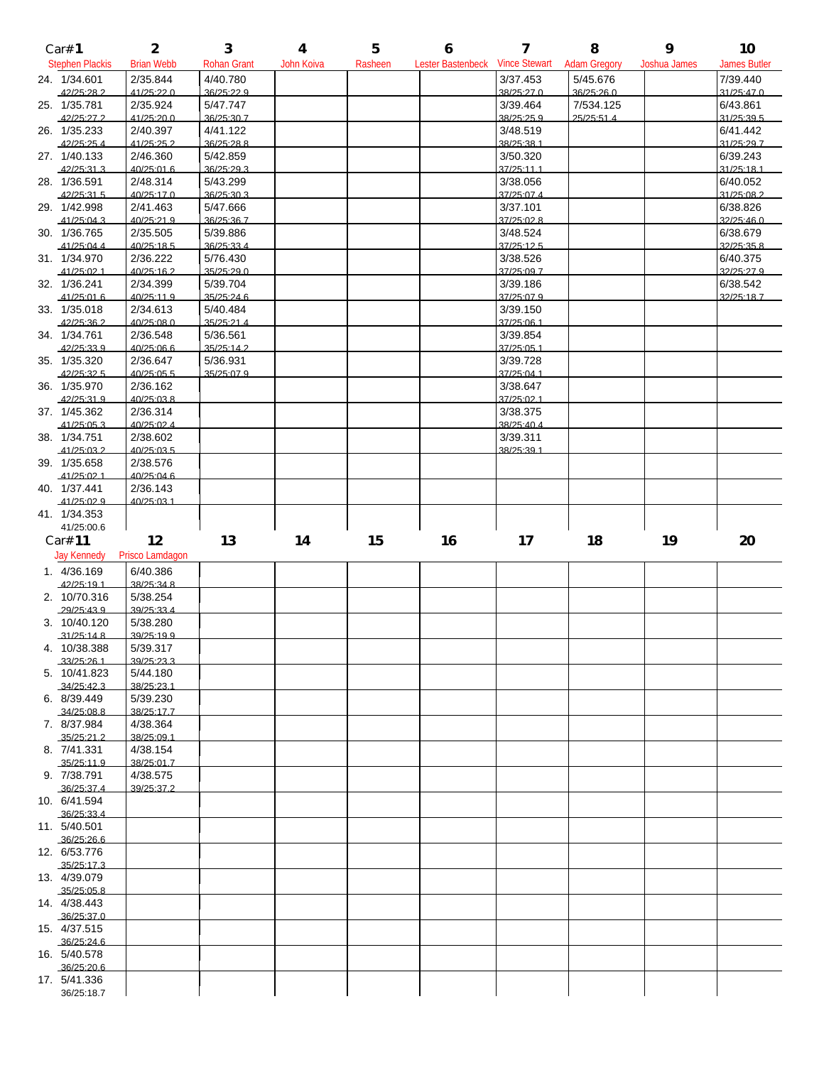| Car#1 | 2 | 3 | 4 | 5 | 6 | 7 | 8 | 9 | 10 |
|---|---|---|---|---|---|---|---|---|---|
| Stephen Plackis | Brian Webb | Rohan Grant | John Koiva | Rasheen | Lester Bastenbeck | Vince Stewart | Adam Gregory | Joshua James | James Butler |
| 24. 1/34.601 42/25:28.2 | 2/35.844 41/25:22.0 | 4/40.780 36/25:22.9 | | | | 3/37.453 38/25:27.0 | 5/45.676 36/25:26.0 | | 7/39.440 31/25:47.0 |
| 25. 1/35.781 42/25:27.2 | 2/35.924 41/25:20.0 | 5/47.747 36/25:30.7 | | | | 3/39.464 38/25:25.9 | 7/534.125 25/25:51.4 | | 6/43.861 31/25:39.5 |
| 26. 1/35.233 42/25:25.4 | 2/40.397 41/25:25.2 | 4/41.122 36/25:28.8 | | | | 3/48.519 38/25:38.1 | | | 6/41.442 31/25:29.7 |
| 27. 1/40.133 42/25:31.3 | 2/46.360 40/25:01.6 | 5/42.859 36/25:29.3 | | | | 3/50.320 37/25:11.1 | | | 6/39.243 31/25:18.1 |
| 28. 1/36.591 42/25:31.5 | 2/48.314 40/25:17.0 | 5/43.299 36/25:30.3 | | | | 3/38.056 37/25:07.4 | | | 6/40.052 31/25:08.2 |
| 29. 1/42.998 41/25:04.3 | 2/41.463 40/25:21.9 | 5/47.666 36/25:36.7 | | | | 3/37.101 37/25:02.8 | | | 6/38.826 32/25:46.0 |
| 30. 1/36.765 41/25:04.4 | 2/35.505 40/25:18.5 | 5/39.886 36/25:33.4 | | | | 3/48.524 37/25:12.5 | | | 6/38.679 32/25:35.8 |
| 31. 1/34.970 41/25:02.1 | 2/36.222 40/25:16.2 | 5/76.430 35/25:29.0 | | | | 3/38.526 37/25:09.7 | | | 6/40.375 32/25:27.9 |
| 32. 1/36.241 41/25:01.6 | 2/34.399 40/25:11.9 | 5/39.704 35/25:24.6 | | | | 3/39.186 37/25:07.9 | | | 6/38.542 32/25:18.7 |
| 33. 1/35.018 42/25:36.2 | 2/34.613 40/25:08.0 | 5/40.484 35/25:21.4 | | | | 3/39.150 37/25:06.1 | | | |
| 34. 1/34.761 42/25:33.9 | 2/36.548 40/25:06.6 | 5/36.561 35/25:14.2 | | | | 3/39.854 37/25:05.1 | | | |
| 35. 1/35.320 42/25:32.5 | 2/36.647 40/25:05.5 | 5/36.931 35/25:07.9 | | | | 3/39.728 37/25:04.1 | | | |
| 36. 1/35.970 42/25:31.9 | 2/36.162 40/25:03.8 | | | | | 3/38.647 37/25:02.1 | | | |
| 37. 1/45.362 41/25:05.3 | 2/36.314 40/25:02.4 | | | | | 3/38.375 38/25:40.4 | | | |
| 38. 1/34.751 41/25:03.2 | 2/38.602 40/25:03.5 | | | | | 3/39.311 38/25:39.1 | | | |
| 39. 1/35.658 41/25:02.1 | 2/38.576 40/25:04.6 | | | | | | | | |
| 40. 1/37.441 41/25:02.9 | 2/36.143 40/25:03.1 | | | | | | | | |
| 41. 1/34.353 41/25:00.6 | | | | | | | | | |

| Car#11 | 12 | 13 | 14 | 15 | 16 | 17 | 18 | 19 | 20 |
|---|---|---|---|---|---|---|---|---|---|
| Jay Kennedy | Prisco Lamdagon | | | | | | | | |
| 1. 4/36.169 42/25:19.1 | 6/40.386 38/25:34.8 | | | | | | | | |
| 2. 10/70.316 29/25:43.9 | 5/38.254 39/25:33.4 | | | | | | | | |
| 3. 10/40.120 31/25:14.8 | 5/38.280 39/25:19.9 | | | | | | | | |
| 4. 10/38.388 33/25:26.1 | 5/39.317 39/25:23.3 | | | | | | | | |
| 5. 10/41.823 34/25:42.3 | 5/44.180 38/25:23.1 | | | | | | | | |
| 6. 8/39.449 34/25:08.8 | 5/39.230 38/25:17.7 | | | | | | | | |
| 7. 8/37.984 35/25:21.2 | 4/38.364 38/25:09.1 | | | | | | | | |
| 8. 7/41.331 35/25:11.9 | 4/38.154 38/25:01.7 | | | | | | | | |
| 9. 7/38.791 36/25:37.4 | 4/38.575 39/25:37.2 | | | | | | | | |
| 10. 6/41.594 36/25:33.4 | | | | | | | | | |
| 11. 5/40.501 36/25:26.6 | | | | | | | | | |
| 12. 6/53.776 35/25:17.3 | | | | | | | | | |
| 13. 4/39.079 35/25:05.8 | | | | | | | | | |
| 14. 4/38.443 36/25:37.0 | | | | | | | | | |
| 15. 4/37.515 36/25:24.6 | | | | | | | | | |
| 16. 5/40.578 36/25:20.6 | | | | | | | | | |
| 17. 5/41.336 36/25:18.7 | | | | | | | | | |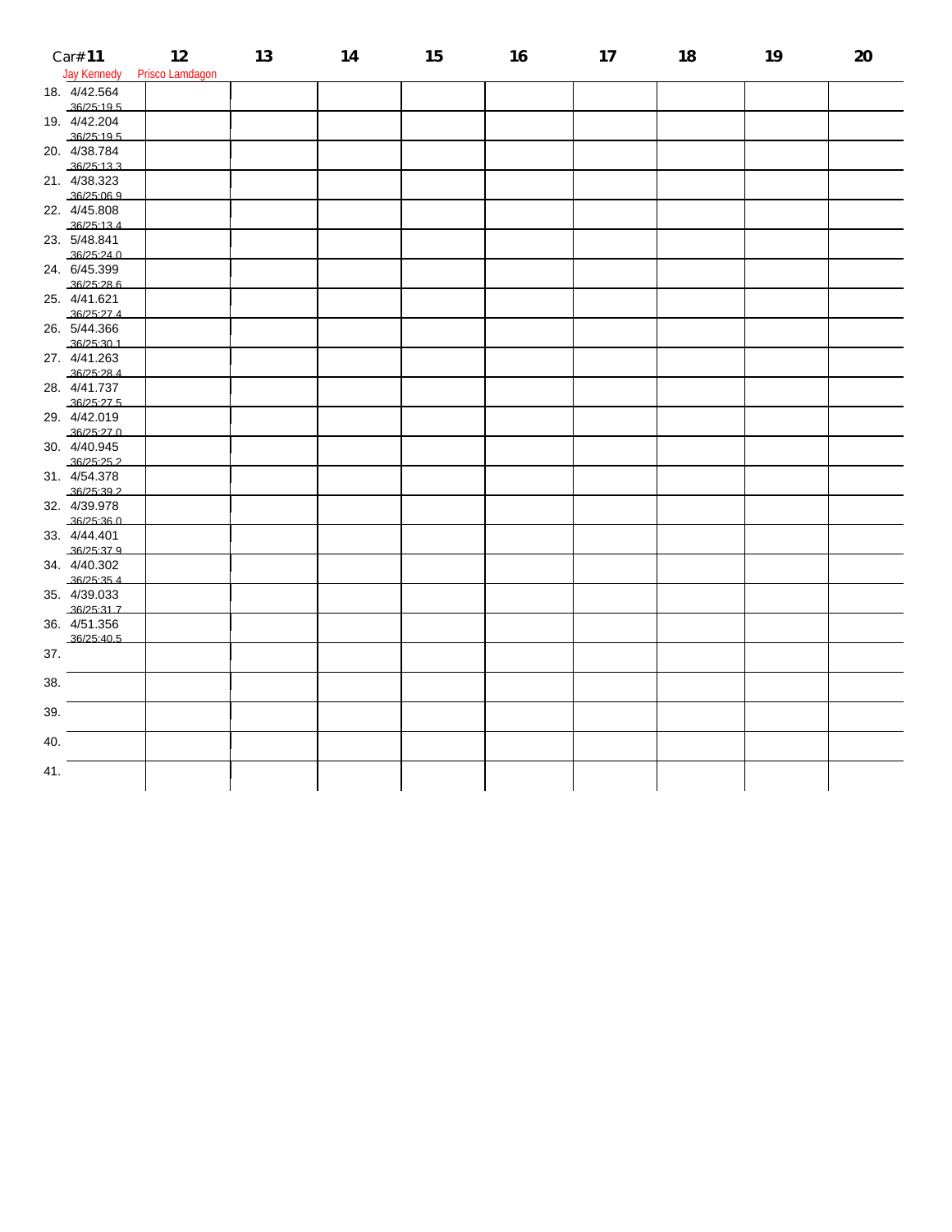| Car# 11 | 12 | 13 | 14 | 15 | 16 | 17 | 18 | 19 | 20 |
|---|---|---|---|---|---|---|---|---|---|
| Jay Kennedy | Prisco Lamdagon | | | | | | | | |
| 18. 4/42.564 36/25:19.5 | | | | | | | | | |
| 19. 4/42.204 36/25:19.5 | | | | | | | | | |
| 20. 4/38.784 36/25:13.3 | | | | | | | | | |
| 21. 4/38.323 36/25:06.9 | | | | | | | | | |
| 22. 4/45.808 36/25:13.4 | | | | | | | | | |
| 23. 5/48.841 36/25:24.0 | | | | | | | | | |
| 24. 6/45.399 36/25:28.6 | | | | | | | | | |
| 25. 4/41.621 36/25:27.4 | | | | | | | | | |
| 26. 5/44.366 36/25:30.1 | | | | | | | | | |
| 27. 4/41.263 36/25:28.4 | | | | | | | | | |
| 28. 4/41.737 36/25:27.5 | | | | | | | | | |
| 29. 4/42.019 36/25:27.0 | | | | | | | | | |
| 30. 4/40.945 36/25:25.2 | | | | | | | | | |
| 31. 4/54.378 36/25:39.2 | | | | | | | | | |
| 32. 4/39.978 36/25:36.0 | | | | | | | | | |
| 33. 4/44.401 36/25:37.9 | | | | | | | | | |
| 34. 4/40.302 36/25:35.4 | | | | | | | | | |
| 35. 4/39.033 36/25:31.7 | | | | | | | | | |
| 36. 4/51.356 36/25:40.5 | | | | | | | | | |
| 37. | | | | | | | | | |
| 38. | | | | | | | | | |
| 39. | | | | | | | | | |
| 40. | | | | | | | | | |
| 41. | | | | | | | | | |